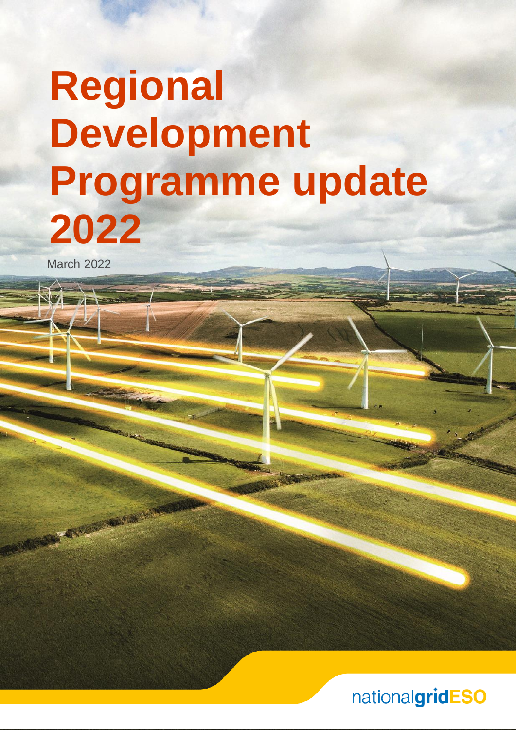# Regional Development Programme update 2022

March 2022

nationalgridESO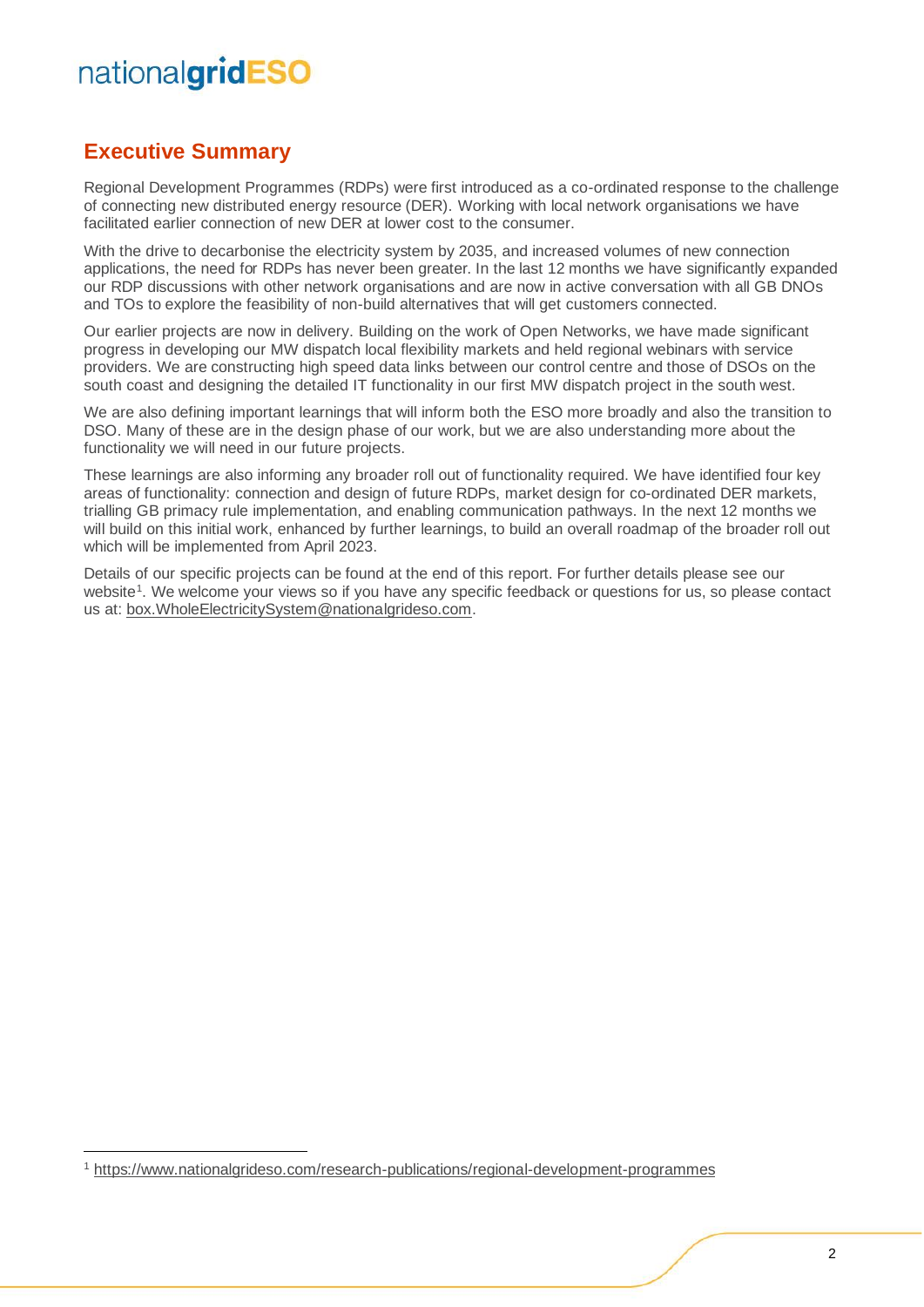## Executive Summary

Regional Development Programmes (RDPs) were first introduced as a co-ordinated response to the challenge of connecting new distributed energy resource (DER). Working with local network organisations we have facilitated earlier connection of new DER at lower cost to the consumer.

With the drive to decarbonise the electricity system by 2035, and increased volumes of new connection applications, the need for RDPs has never been greater. In the last 12 months we have significantly expanded our RDP discussions with other network organisations and are now in active conversation with all GB DNOs and TOs to explore the feasibility of non-build alternatives that will get customers connected.

Our earlier projects are now in delivery. Building on the work of Open Networks, we have made significant progress in developing our MW dispatch local flexibility markets and held regional webinars with service providers. We are constructing high speed data links between our control centre and those of DSOs on the south coast and designing the detailed IT functionality in our first MW dispatch project in the south west.

We are also defining important learnings that will inform both the ESO more broadly and also the transition to DSO. Many of these are in the design phase of our work, but we are also understanding more about the functionality we will need in our future projects.

These learnings are also informing any broader roll out of functionality required. We have identified four key areas of functionality: connection and design of future RDPs, market design for co-ordinated DER markets, trialling GB primacy rule implementation, and enabling communication pathways. In the next 12 months we will build on this initial work, enhanced by further learnings, to build an overall roadmap of the broader roll out which will be implemented from April 2023.

Details of our specific projects can be found at the end of this report. For further details please see our website[1]. We welcome your views so if you have any specific feedback or questions for us, so please contact us at: box.WholeElectricitySystem@nationalgrideso.com.

[1] https://www.nationalgrideso.com/research-publications/regional-development-programmes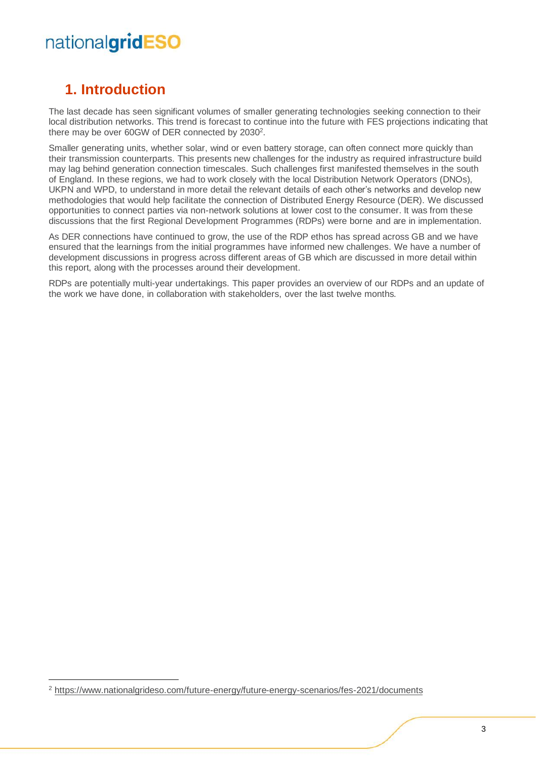# 1. Introduction

The last decade has seen significant volumes of smaller generating technologies seeking connection to their local distribution networks. This trend is forecast to continue into the future with FES projections indicating that there may be over 60GW of DER connected by 2030[2].

Smaller generating units, whether solar, wind or even battery storage, can often connect more quickly than their transmission counterparts. This presents new challenges for the industry as required infrastructure build may lag behind generation connection timescales. Such challenges first manifested themselves in the south of England. In these regions, we had to work closely with the local Distribution Network Operators (DNOs), UKPN and WPD, to understand in more detail the relevant details of each other's networks and develop new methodologies that would help facilitate the connection of Distributed Energy Resource (DER). We discussed opportunities to connect parties via non-network solutions at lower cost to the consumer. It was from these discussions that the first Regional Development Programmes (RDPs) were borne and are in implementation.

As DER connections have continued to grow, the use of the RDP ethos has spread across GB and we have ensured that the learnings from the initial programmes have informed new challenges. We have a number of development discussions in progress across different areas of GB which are discussed in more detail within this report, along with the processes around their development.

RDPs are potentially multi-year undertakings. This paper provides an overview of our RDPs and an update of the work we have done, in collaboration with stakeholders, over the last twelve months.

---

[2] https://www.nationalgrideso.com/future-energy/future-energy-scenarios/fes-2021/documents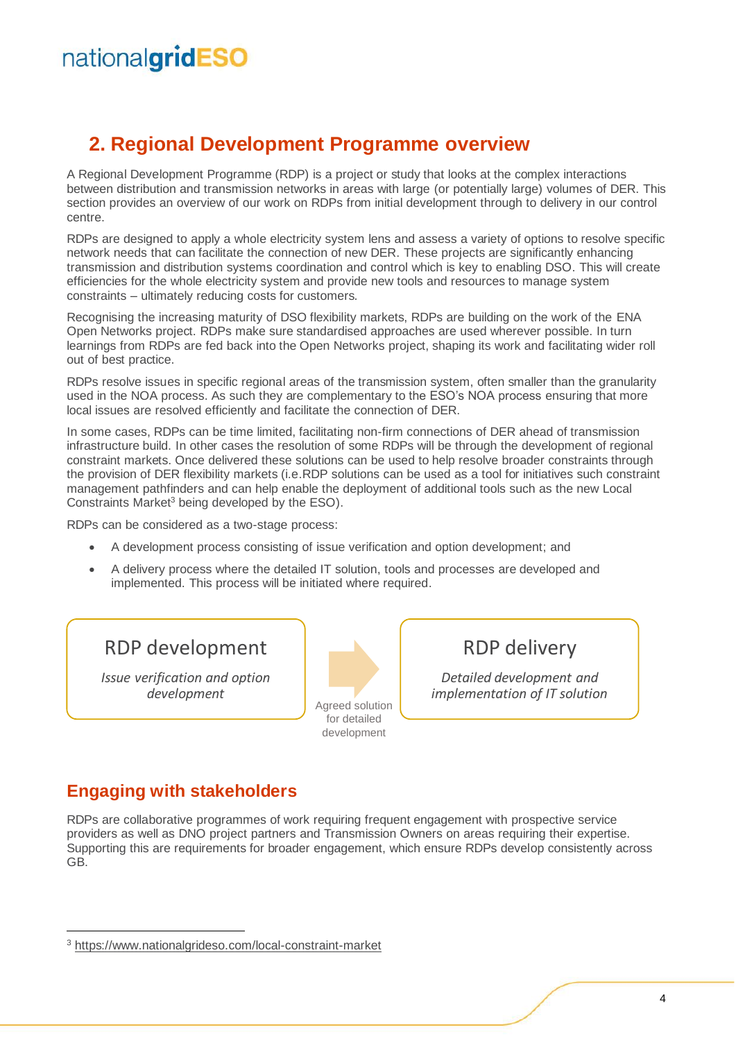## 2. Regional Development Programme overview

A Regional Development Programme (RDP) is a project or study that looks at the complex interactions between distribution and transmission networks in areas with large (or potentially large) volumes of DER. This section provides an overview of our work on RDPs from initial development through to delivery in our control centre.

RDPs are designed to apply a whole electricity system lens and assess a variety of options to resolve specific network needs that can facilitate the connection of new DER. These projects are significantly enhancing transmission and distribution systems coordination and control which is key to enabling DSO. This will create efficiencies for the whole electricity system and provide new tools and resources to manage system constraints – ultimately reducing costs for customers.

Recognising the increasing maturity of DSO flexibility markets, RDPs are building on the work of the ENA Open Networks project. RDPs make sure standardised approaches are used wherever possible. In turn learnings from RDPs are fed back into the Open Networks project, shaping its work and facilitating wider roll out of best practice.

RDPs resolve issues in specific regional areas of the transmission system, often smaller than the granularity used in the NOA process. As such they are complementary to the ESO's NOA process ensuring that more local issues are resolved efficiently and facilitate the connection of DER.

In some cases, RDPs can be time limited, facilitating non-firm connections of DER ahead of transmission infrastructure build. In other cases the resolution of some RDPs will be through the development of regional constraint markets. Once delivered these solutions can be used to help resolve broader constraints through the provision of DER flexibility markets (i.e.RDP solutions can be used as a tool for initiatives such constraint management pathfinders and can help enable the deployment of additional tools such as the new Local Constraints Market[3] being developed by the ESO).

RDPs can be considered as a two-stage process:

- A development process consisting of issue verification and option development; and
- A delivery process where the detailed IT solution, tools and processes are developed and implemented. This process will be initiated where required.

**RDP development**
*Issue verification and option development*

→ Agreed solution for detailed development →

**RDP delivery**
*Detailed development and implementation of IT solution*

## Engaging with stakeholders

RDPs are collaborative programmes of work requiring frequent engagement with prospective service providers as well as DNO project partners and Transmission Owners on areas requiring their expertise. Supporting this are requirements for broader engagement, which ensure RDPs develop consistently across GB.

[3] https://www.nationalgrideso.com/local-constraint-market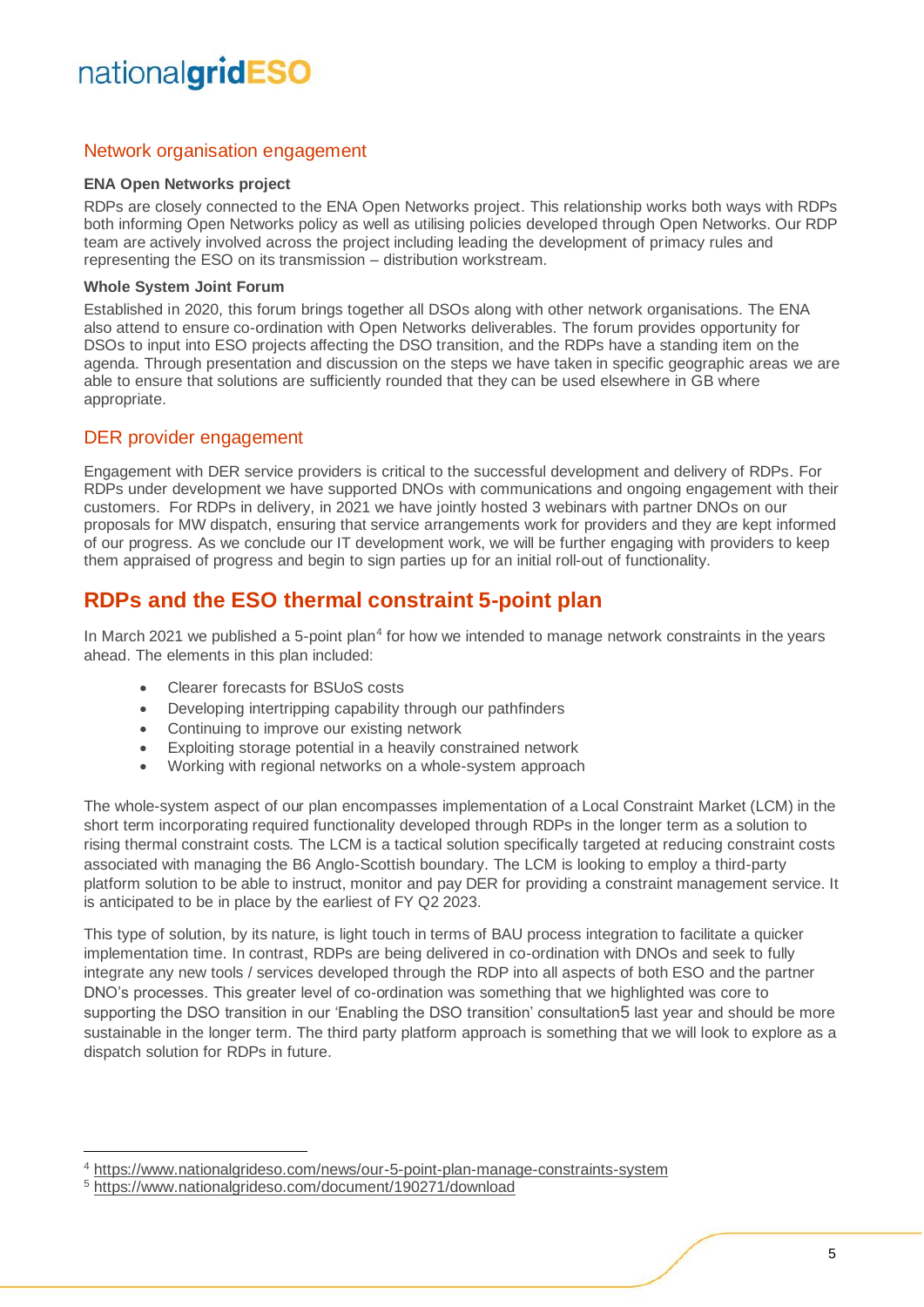## Network organisation engagement

**ENA Open Networks project**

RDPs are closely connected to the ENA Open Networks project. This relationship works both ways with RDPs both informing Open Networks policy as well as utilising policies developed through Open Networks. Our RDP team are actively involved across the project including leading the development of primacy rules and representing the ESO on its transmission – distribution workstream.

**Whole System Joint Forum**

Established in 2020, this forum brings together all DSOs along with other network organisations. The ENA also attend to ensure co-ordination with Open Networks deliverables. The forum provides opportunity for DSOs to input into ESO projects affecting the DSO transition, and the RDPs have a standing item on the agenda. Through presentation and discussion on the steps we have taken in specific geographic areas we are able to ensure that solutions are sufficiently rounded that they can be used elsewhere in GB where appropriate.

## DER provider engagement

Engagement with DER service providers is critical to the successful development and delivery of RDPs. For RDPs under development we have supported DNOs with communications and ongoing engagement with their customers. For RDPs in delivery, in 2021 we have jointly hosted 3 webinars with partner DNOs on our proposals for MW dispatch, ensuring that service arrangements work for providers and they are kept informed of our progress. As we conclude our IT development work, we will be further engaging with providers to keep them appraised of progress and begin to sign parties up for an initial roll-out of functionality.

# RDPs and the ESO thermal constraint 5-point plan

In March 2021 we published a 5-point plan[4] for how we intended to manage network constraints in the years ahead. The elements in this plan included:

- Clearer forecasts for BSUoS costs
- Developing intertripping capability through our pathfinders
- Continuing to improve our existing network
- Exploiting storage potential in a heavily constrained network
- Working with regional networks on a whole-system approach

The whole-system aspect of our plan encompasses implementation of a Local Constraint Market (LCM) in the short term incorporating required functionality developed through RDPs in the longer term as a solution to rising thermal constraint costs. The LCM is a tactical solution specifically targeted at reducing constraint costs associated with managing the B6 Anglo-Scottish boundary. The LCM is looking to employ a third-party platform solution to be able to instruct, monitor and pay DER for providing a constraint management service. It is anticipated to be in place by the earliest of FY Q2 2023.

This type of solution, by its nature, is light touch in terms of BAU process integration to facilitate a quicker implementation time. In contrast, RDPs are being delivered in co-ordination with DNOs and seek to fully integrate any new tools / services developed through the RDP into all aspects of both ESO and the partner DNO's processes. This greater level of co-ordination was something that we highlighted was core to supporting the DSO transition in our 'Enabling the DSO transition' consultation[5] last year and should be more sustainable in the longer term. The third party platform approach is something that we will look to explore as a dispatch solution for RDPs in future.

[4] https://www.nationalgrideso.com/news/our-5-point-plan-manage-constraints-system

[5] https://www.nationalgrideso.com/document/190271/download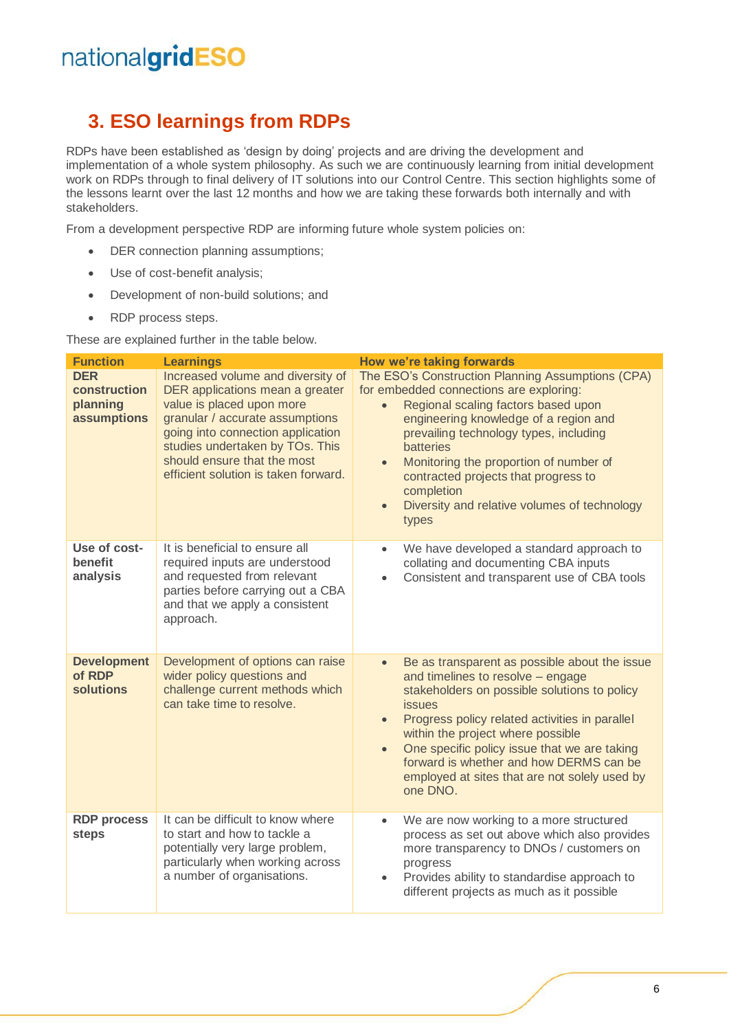## 3. ESO learnings from RDPs

RDPs have been established as 'design by doing' projects and are driving the development and implementation of a whole system philosophy. As such we are continuously learning from initial development work on RDPs through to final delivery of IT solutions into our Control Centre. This section highlights some of the lessons learnt over the last 12 months and how we are taking these forwards both internally and with stakeholders.

From a development perspective RDP are informing future whole system policies on:

- DER connection planning assumptions;
- Use of cost-benefit analysis;
- Development of non-build solutions; and
- RDP process steps.

These are explained further in the table below.

| Function | Learnings | How we're taking forwards |
|---|---|---|
| **DER construction planning assumptions** | Increased volume and diversity of DER applications mean a greater value is placed upon more granular / accurate assumptions going into connection application studies undertaken by TOs. This should ensure that the most efficient solution is taken forward. | The ESO's Construction Planning Assumptions (CPA) for embedded connections are exploring:<br>• Regional scaling factors based upon engineering knowledge of a region and prevailing technology types, including batteries<br>• Monitoring the proportion of number of contracted projects that progress to completion<br>• Diversity and relative volumes of technology types |
| **Use of cost-benefit analysis** | It is beneficial to ensure all required inputs are understood and requested from relevant parties before carrying out a CBA and that we apply a consistent approach. | • We have developed a standard approach to collating and documenting CBA inputs<br>• Consistent and transparent use of CBA tools |
| **Development of RDP solutions** | Development of options can raise wider policy questions and challenge current methods which can take time to resolve. | • Be as transparent as possible about the issue and timelines to resolve – engage stakeholders on possible solutions to policy issues<br>• Progress policy related activities in parallel within the project where possible<br>• One specific policy issue that we are taking forward is whether and how DERMS can be employed at sites that are not solely used by one DNO. |
| **RDP process steps** | It can be difficult to know where to start and how to tackle a potentially very large problem, particularly when working across a number of organisations. | • We are now working to a more structured process as set out above which also provides more transparency to DNOs / customers on progress<br>• Provides ability to standardise approach to different projects as much as it possible |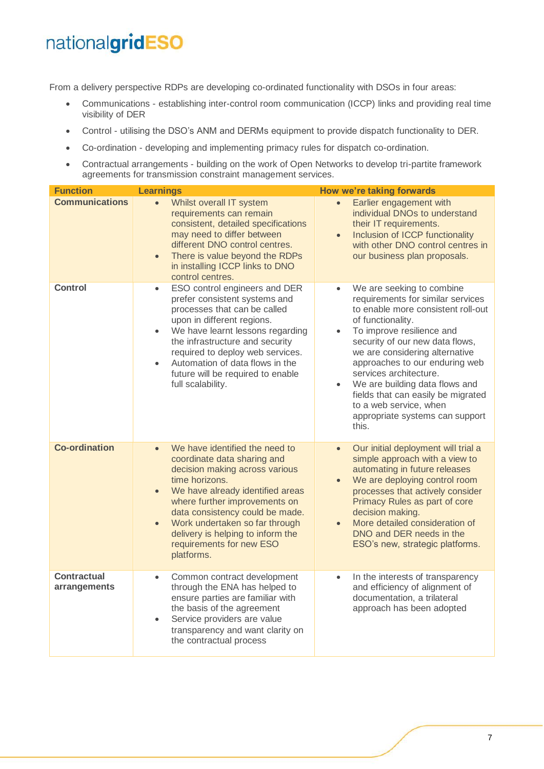From a delivery perspective RDPs are developing co-ordinated functionality with DSOs in four areas:

- Communications - establishing inter-control room communication (ICCP) links and providing real time visibility of DER
- Control - utilising the DSO's ANM and DERMs equipment to provide dispatch functionality to DER.
- Co-ordination - developing and implementing primacy rules for dispatch co-ordination.
- Contractual arrangements - building on the work of Open Networks to develop tri-partite framework agreements for transmission constraint management services.

| Function | Learnings | How we're taking forwards |
|---|---|---|
| **Communications** | • Whilst overall IT system requirements can remain consistent, detailed specifications may need to differ between different DNO control centres.<br>• There is value beyond the RDPs in installing ICCP links to DNO control centres. | • Earlier engagement with individual DNOs to understand their IT requirements.<br>• Inclusion of ICCP functionality with other DNO control centres in our business plan proposals. |
| **Control** | • ESO control engineers and DER prefer consistent systems and processes that can be called upon in different regions.<br>• We have learnt lessons regarding the infrastructure and security required to deploy web services.<br>• Automation of data flows in the future will be required to enable full scalability. | • We are seeking to combine requirements for similar services to enable more consistent roll-out of functionality.<br>• To improve resilience and security of our new data flows, we are considering alternative approaches to our enduring web services architecture.<br>• We are building data flows and fields that can easily be migrated to a web service, when appropriate systems can support this. |
| **Co-ordination** | • We have identified the need to coordinate data sharing and decision making across various time horizons.<br>• We have already identified areas where further improvements on data consistency could be made.<br>• Work undertaken so far through delivery is helping to inform the requirements for new ESO platforms. | • Our initial deployment will trial a simple approach with a view to automating in future releases<br>• We are deploying control room processes that actively consider Primacy Rules as part of core decision making.<br>• More detailed consideration of DNO and DER needs in the ESO's new, strategic platforms. |
| **Contractual arrangements** | • Common contract development through the ENA has helped to ensure parties are familiar with the basis of the agreement<br>• Service providers are value transparency and want clarity on the contractual process | • In the interests of transparency and efficiency of alignment of documentation, a trilateral approach has been adopted |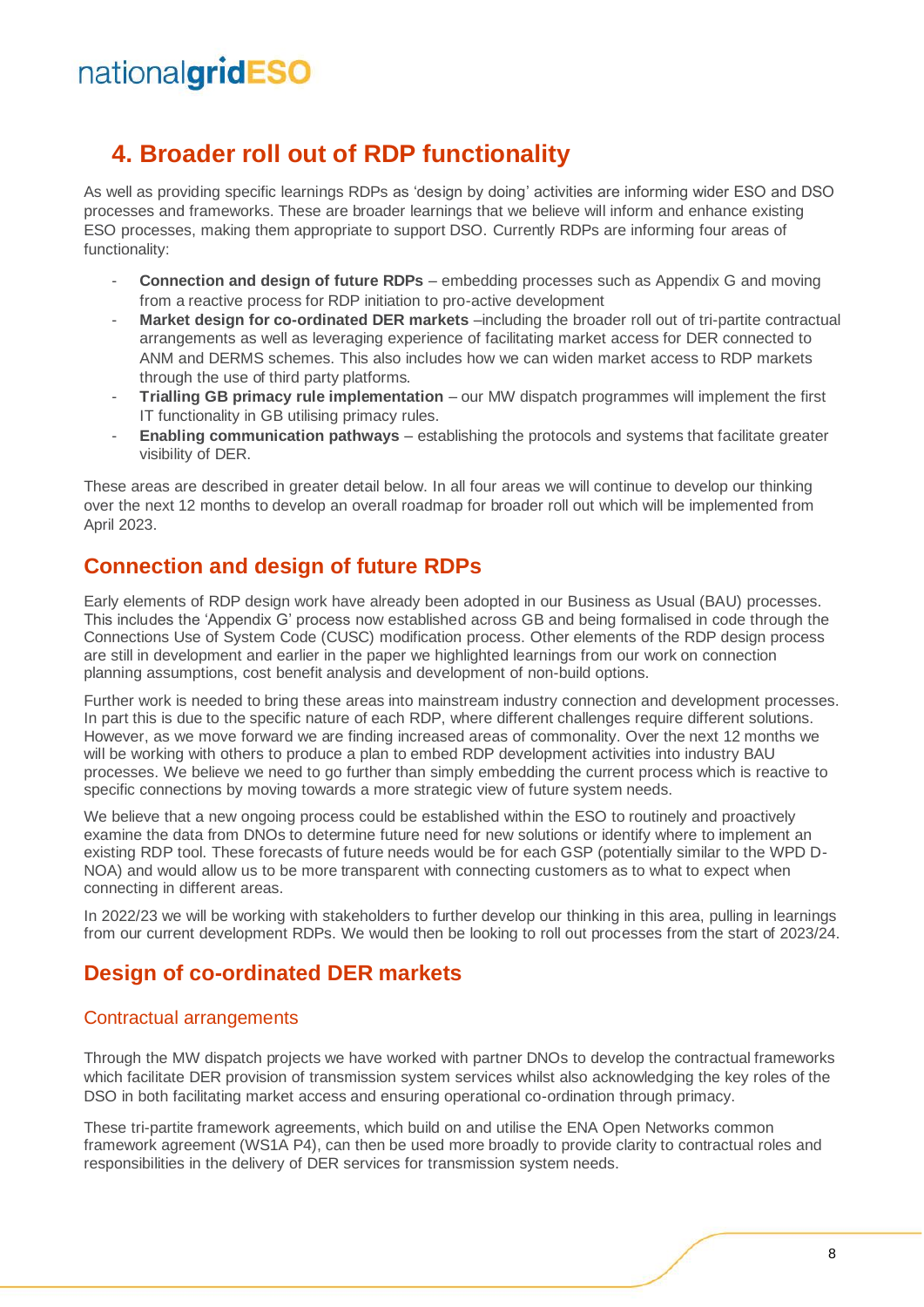# 4. Broader roll out of RDP functionality

As well as providing specific learnings RDPs as 'design by doing' activities are informing wider ESO and DSO processes and frameworks. These are broader learnings that we believe will inform and enhance existing ESO processes, making them appropriate to support DSO. Currently RDPs are informing four areas of functionality:

- **Connection and design of future RDPs** – embedding processes such as Appendix G and moving from a reactive process for RDP initiation to pro-active development
- **Market design for co-ordinated DER markets** –including the broader roll out of tri-partite contractual arrangements as well as leveraging experience of facilitating market access for DER connected to ANM and DERMS schemes. This also includes how we can widen market access to RDP markets through the use of third party platforms.
- **Trialling GB primacy rule implementation** – our MW dispatch programmes will implement the first IT functionality in GB utilising primacy rules.
- **Enabling communication pathways** – establishing the protocols and systems that facilitate greater visibility of DER.

These areas are described in greater detail below. In all four areas we will continue to develop our thinking over the next 12 months to develop an overall roadmap for broader roll out which will be implemented from April 2023.

## Connection and design of future RDPs

Early elements of RDP design work have already been adopted in our Business as Usual (BAU) processes. This includes the 'Appendix G' process now established across GB and being formalised in code through the Connections Use of System Code (CUSC) modification process. Other elements of the RDP design process are still in development and earlier in the paper we highlighted learnings from our work on connection planning assumptions, cost benefit analysis and development of non-build options.

Further work is needed to bring these areas into mainstream industry connection and development processes. In part this is due to the specific nature of each RDP, where different challenges require different solutions. However, as we move forward we are finding increased areas of commonality. Over the next 12 months we will be working with others to produce a plan to embed RDP development activities into industry BAU processes. We believe we need to go further than simply embedding the current process which is reactive to specific connections by moving towards a more strategic view of future system needs.

We believe that a new ongoing process could be established within the ESO to routinely and proactively examine the data from DNOs to determine future need for new solutions or identify where to implement an existing RDP tool. These forecasts of future needs would be for each GSP (potentially similar to the WPD D-NOA) and would allow us to be more transparent with connecting customers as to what to expect when connecting in different areas.

In 2022/23 we will be working with stakeholders to further develop our thinking in this area, pulling in learnings from our current development RDPs. We would then be looking to roll out processes from the start of 2023/24.

## Design of co-ordinated DER markets

### Contractual arrangements

Through the MW dispatch projects we have worked with partner DNOs to develop the contractual frameworks which facilitate DER provision of transmission system services whilst also acknowledging the key roles of the DSO in both facilitating market access and ensuring operational co-ordination through primacy.

These tri-partite framework agreements, which build on and utilise the ENA Open Networks common framework agreement (WS1A P4), can then be used more broadly to provide clarity to contractual roles and responsibilities in the delivery of DER services for transmission system needs.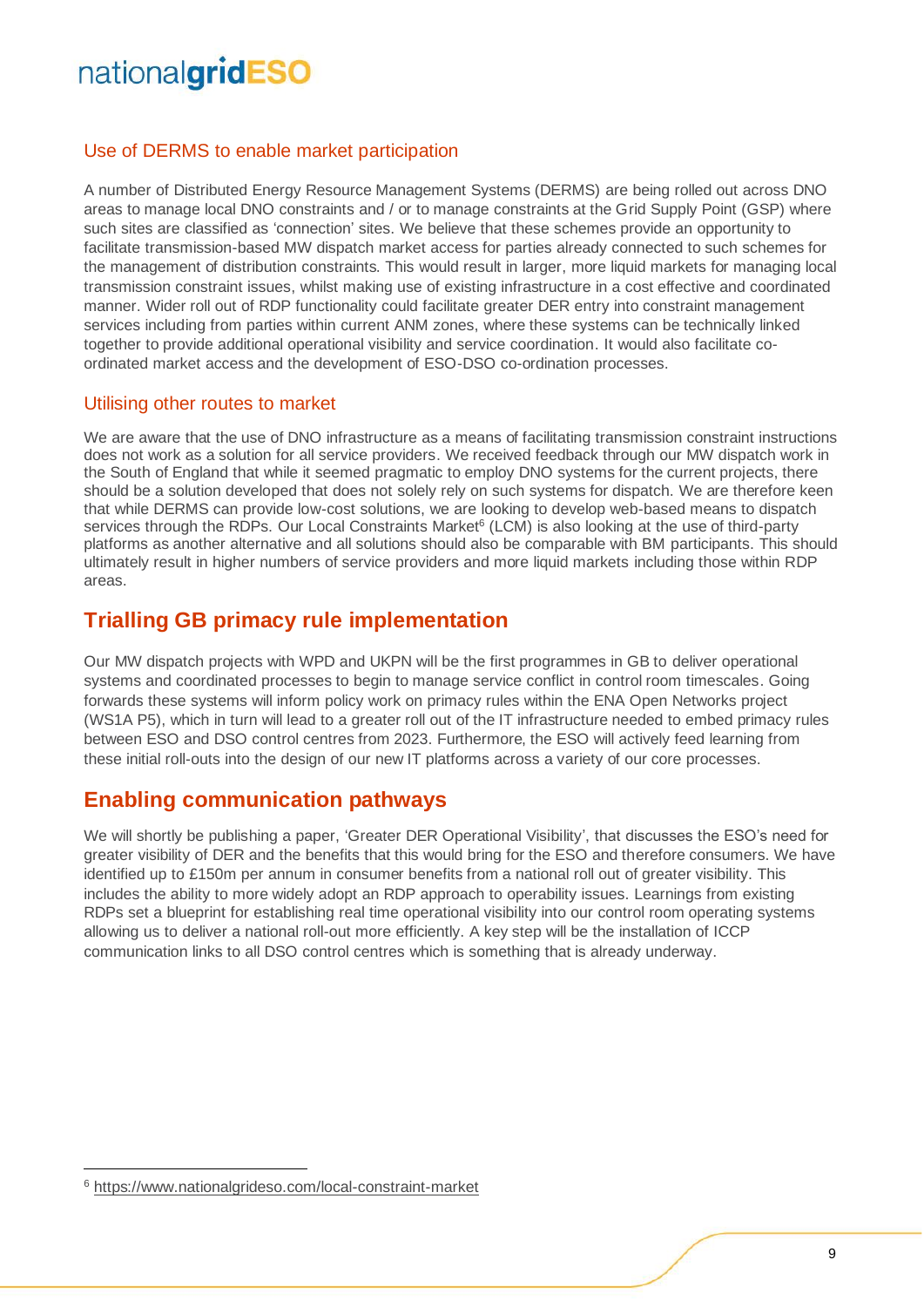### Use of DERMS to enable market participation

A number of Distributed Energy Resource Management Systems (DERMS) are being rolled out across DNO areas to manage local DNO constraints and / or to manage constraints at the Grid Supply Point (GSP) where such sites are classified as 'connection' sites. We believe that these schemes provide an opportunity to facilitate transmission-based MW dispatch market access for parties already connected to such schemes for the management of distribution constraints. This would result in larger, more liquid markets for managing local transmission constraint issues, whilst making use of existing infrastructure in a cost effective and coordinated manner. Wider roll out of RDP functionality could facilitate greater DER entry into constraint management services including from parties within current ANM zones, where these systems can be technically linked together to provide additional operational visibility and service coordination. It would also facilitate co-ordinated market access and the development of ESO-DSO co-ordination processes.

### Utilising other routes to market

We are aware that the use of DNO infrastructure as a means of facilitating transmission constraint instructions does not work as a solution for all service providers. We received feedback through our MW dispatch work in the South of England that while it seemed pragmatic to employ DNO systems for the current projects, there should be a solution developed that does not solely rely on such systems for dispatch. We are therefore keen that while DERMS can provide low-cost solutions, we are looking to develop web-based means to dispatch services through the RDPs. Our Local Constraints Market[6] (LCM) is also looking at the use of third-party platforms as another alternative and all solutions should also be comparable with BM participants. This should ultimately result in higher numbers of service providers and more liquid markets including those within RDP areas.

## Trialling GB primacy rule implementation

Our MW dispatch projects with WPD and UKPN will be the first programmes in GB to deliver operational systems and coordinated processes to begin to manage service conflict in control room timescales. Going forwards these systems will inform policy work on primacy rules within the ENA Open Networks project (WS1A P5), which in turn will lead to a greater roll out of the IT infrastructure needed to embed primacy rules between ESO and DSO control centres from 2023. Furthermore, the ESO will actively feed learning from these initial roll-outs into the design of our new IT platforms across a variety of our core processes.

## Enabling communication pathways

We will shortly be publishing a paper, 'Greater DER Operational Visibility', that discusses the ESO's need for greater visibility of DER and the benefits that this would bring for the ESO and therefore consumers. We have identified up to £150m per annum in consumer benefits from a national roll out of greater visibility. This includes the ability to more widely adopt an RDP approach to operability issues. Learnings from existing RDPs set a blueprint for establishing real time operational visibility into our control room operating systems allowing us to deliver a national roll-out more efficiently. A key step will be the installation of ICCP communication links to all DSO control centres which is something that is already underway.

---

[6] https://www.nationalgrideso.com/local-constraint-market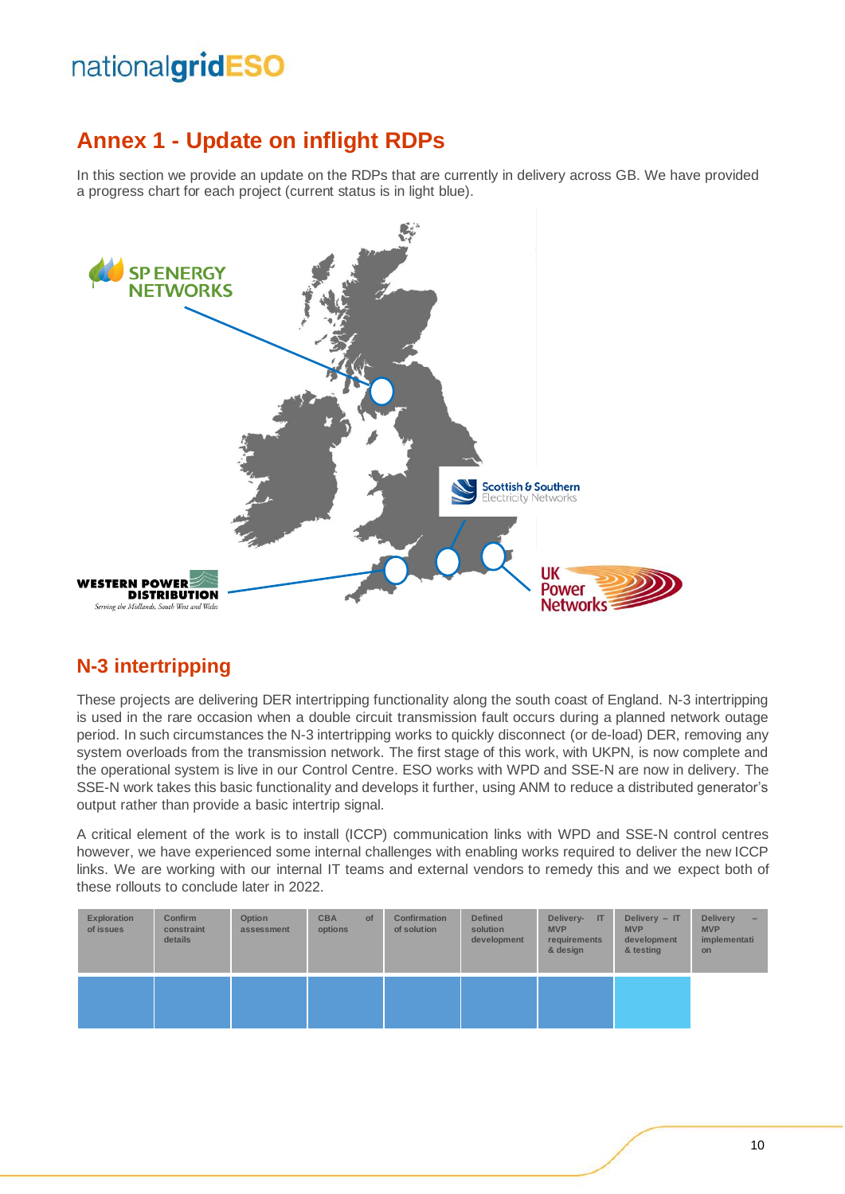## Annex 1 - Update on inflight RDPs

In this section we provide an update on the RDPs that are currently in delivery across GB. We have provided a progress chart for each project (current status is in light blue).

## N-3 intertripping

These projects are delivering DER intertripping functionality along the south coast of England. N-3 intertripping is used in the rare occasion when a double circuit transmission fault occurs during a planned network outage period. In such circumstances the N-3 intertripping works to quickly disconnect (or de-load) DER, removing any system overloads from the transmission network. The first stage of this work, with UKPN, is now complete and the operational system is live in our Control Centre. ESO works with WPD and SSE-N are now in delivery. The SSE-N work takes this basic functionality and develops it further, using ANM to reduce a distributed generator's output rather than provide a basic intertrip signal.

A critical element of the work is to install (ICCP) communication links with WPD and SSE-N control centres however, we have experienced some internal challenges with enabling works required to deliver the new ICCP links. We are working with our internal IT teams and external vendors to remedy this and we expect both of these rollouts to conclude later in 2022.

| Exploration of issues | Confirm constraint details | Option assessment | CBA of options | Confirmation of solution | Defined solution development | Delivery- IT MVP requirements & design | Delivery – IT MVP development & testing | Delivery – MVP implementation |
|---|---|---|---|---|---|---|---|---|
| ■ | ■ | ■ | ■ | ■ | ■ | ■ | ■ (current) | |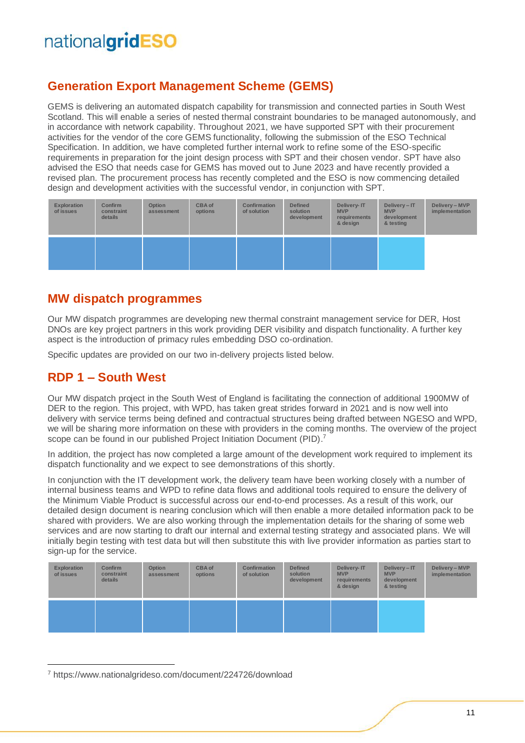## Generation Export Management Scheme (GEMS)

GEMS is delivering an automated dispatch capability for transmission and connected parties in South West Scotland. This will enable a series of nested thermal constraint boundaries to be managed autonomously, and in accordance with network capability. Throughout 2021, we have supported SPT with their procurement activities for the vendor of the core GEMS functionality, following the submission of the ESO Technical Specification. In addition, we have completed further internal work to refine some of the ESO-specific requirements in preparation for the joint design process with SPT and their chosen vendor. SPT have also advised the ESO that needs case for GEMS has moved out to June 2023 and have recently provided a revised plan. The procurement process has recently completed and the ESO is now commencing detailed design and development activities with the successful vendor, in conjunction with SPT.

| Exploration of issues | Confirm constraint details | Option assessment | CBA of options | Confirmation of solution | Defined solution development | Delivery- IT MVP requirements & design | Delivery – IT MVP development & testing | Delivery – MVP implementation |
|---|---|---|---|---|---|---|---|---|
| | | | | | | | | |

## MW dispatch programmes

Our MW dispatch programmes are developing new thermal constraint management service for DER, Host DNOs are key project partners in this work providing DER visibility and dispatch functionality. A further key aspect is the introduction of primacy rules embedding DSO co-ordination.

Specific updates are provided on our two in-delivery projects listed below.

## RDP 1 – South West

Our MW dispatch project in the South West of England is facilitating the connection of additional 1900MW of DER to the region. This project, with WPD, has taken great strides forward in 2021 and is now well into delivery with service terms being defined and contractual structures being drafted between NGESO and WPD, we will be sharing more information on these with providers in the coming months. The overview of the project scope can be found in our published Project Initiation Document (PID).[7]

In addition, the project has now completed a large amount of the development work required to implement its dispatch functionality and we expect to see demonstrations of this shortly.

In conjunction with the IT development work, the delivery team have been working closely with a number of internal business teams and WPD to refine data flows and additional tools required to ensure the delivery of the Minimum Viable Product is successful across our end-to-end processes. As a result of this work, our detailed design document is nearing conclusion which will then enable a more detailed information pack to be shared with providers. We are also working through the implementation details for the sharing of some web services and are now starting to draft our internal and external testing strategy and associated plans. We will initially begin testing with test data but will then substitute this with live provider information as parties start to sign-up for the service.

| Exploration of issues | Confirm constraint details | Option assessment | CBA of options | Confirmation of solution | Defined solution development | Delivery- IT MVP requirements & design | Delivery – IT MVP development & testing | Delivery – MVP implementation |
|---|---|---|---|---|---|---|---|---|
| | | | | | | | | |

[7] https://www.nationalgrideso.com/document/224726/download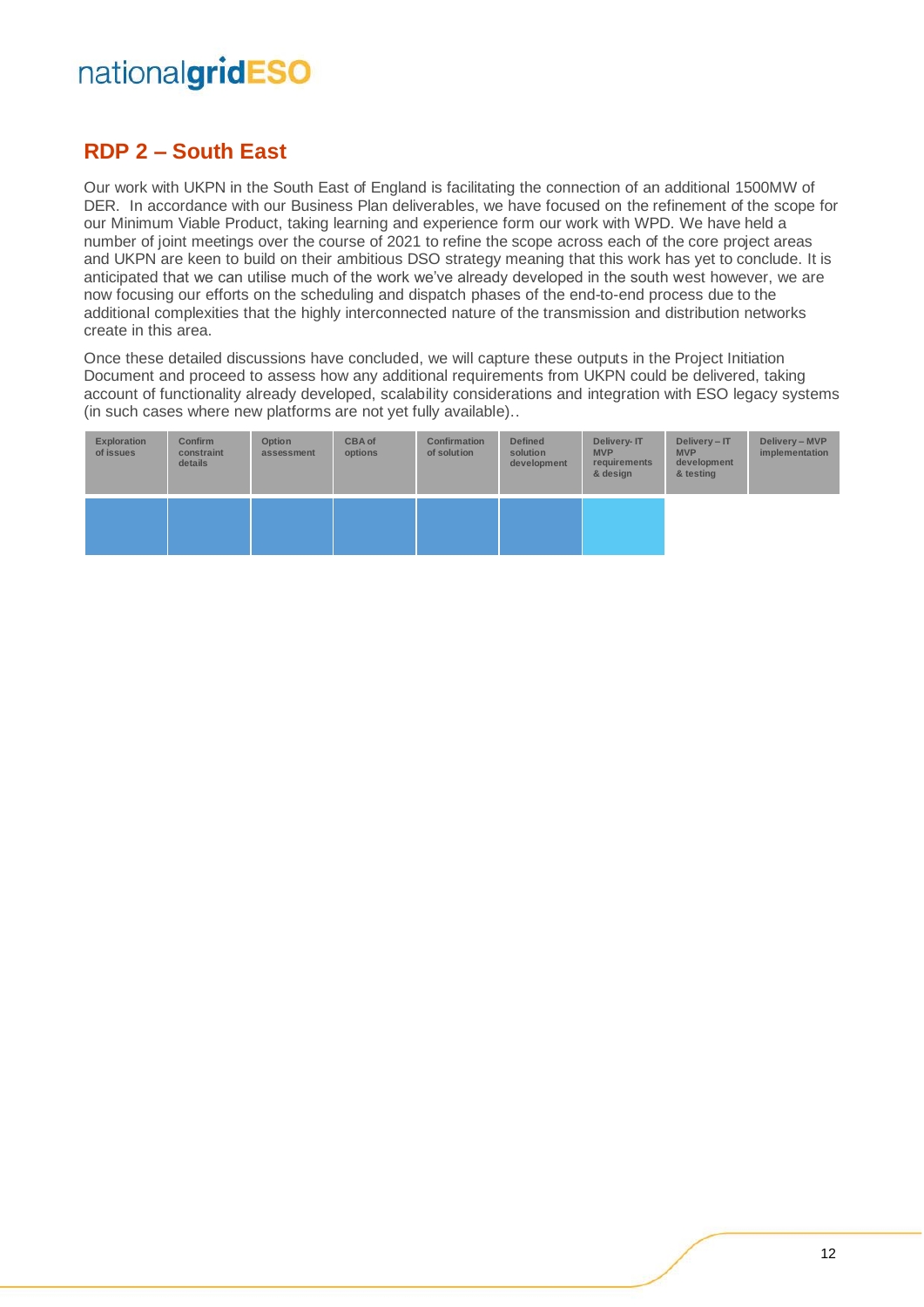## RDP 2 – South East

Our work with UKPN in the South East of England is facilitating the connection of an additional 1500MW of DER. In accordance with our Business Plan deliverables, we have focused on the refinement of the scope for our Minimum Viable Product, taking learning and experience form our work with WPD. We have held a number of joint meetings over the course of 2021 to refine the scope across each of the core project areas and UKPN are keen to build on their ambitious DSO strategy meaning that this work has yet to conclude. It is anticipated that we can utilise much of the work we've already developed in the south west however, we are now focusing our efforts on the scheduling and dispatch phases of the end-to-end process due to the additional complexities that the highly interconnected nature of the transmission and distribution networks create in this area.

Once these detailed discussions have concluded, we will capture these outputs in the Project Initiation Document and proceed to assess how any additional requirements from UKPN could be delivered, taking account of functionality already developed, scalability considerations and integration with ESO legacy systems (in such cases where new platforms are not yet fully available)..

| Exploration of issues | Confirm constraint details | Option assessment | CBA of options | Confirmation of solution | Defined solution development | Delivery- IT MVP requirements & design | Delivery – IT MVP development & testing | Delivery – MVP implementation |
|---|---|---|---|---|---|---|---|---|
| | | | | | | | | |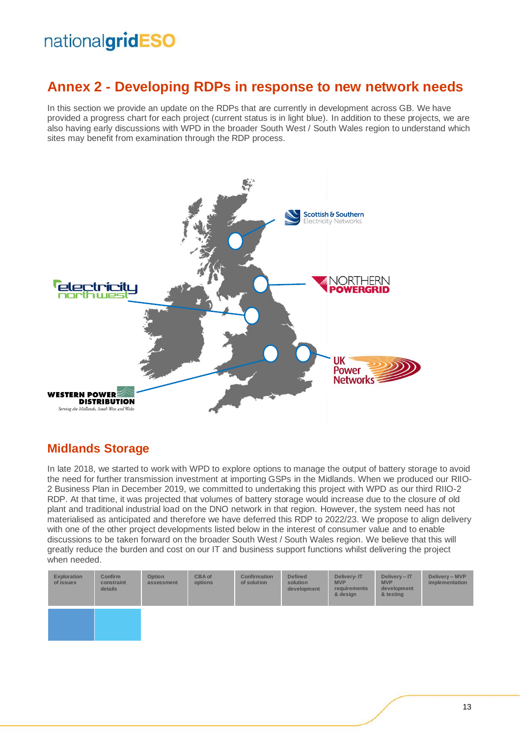## Annex 2 - Developing RDPs in response to new network needs

In this section we provide an update on the RDPs that are currently in development across GB. We have provided a progress chart for each project (current status is in light blue). In addition to these projects, we are also having early discussions with WPD in the broader South West / South Wales region to understand which sites may benefit from examination through the RDP process.

## Midlands Storage

In late 2018, we started to work with WPD to explore options to manage the output of battery storage to avoid the need for further transmission investment at importing GSPs in the Midlands. When we produced our RIIO-2 Business Plan in December 2019, we committed to undertaking this project with WPD as our third RIIO-2 RDP. At that time, it was projected that volumes of battery storage would increase due to the closure of old plant and traditional industrial load on the DNO network in that region. However, the system need has not materialised as anticipated and therefore we have deferred this RDP to 2022/23. We propose to align delivery with one of the other project developments listed below in the interest of consumer value and to enable discussions to be taken forward on the broader South West / South Wales region. We believe that this will greatly reduce the burden and cost on our IT and business support functions whilst delivering the project when needed.

| Exploration of issues | Confirm constraint details | Option assessment | CBA of options | Confirmation of solution | Defined solution development | Delivery- IT MVP requirements & design | Delivery – IT MVP development & testing | Delivery – MVP implementation |
|---|---|---|---|---|---|---|---|---|
| ■ | ■ (current) | | | | | | | |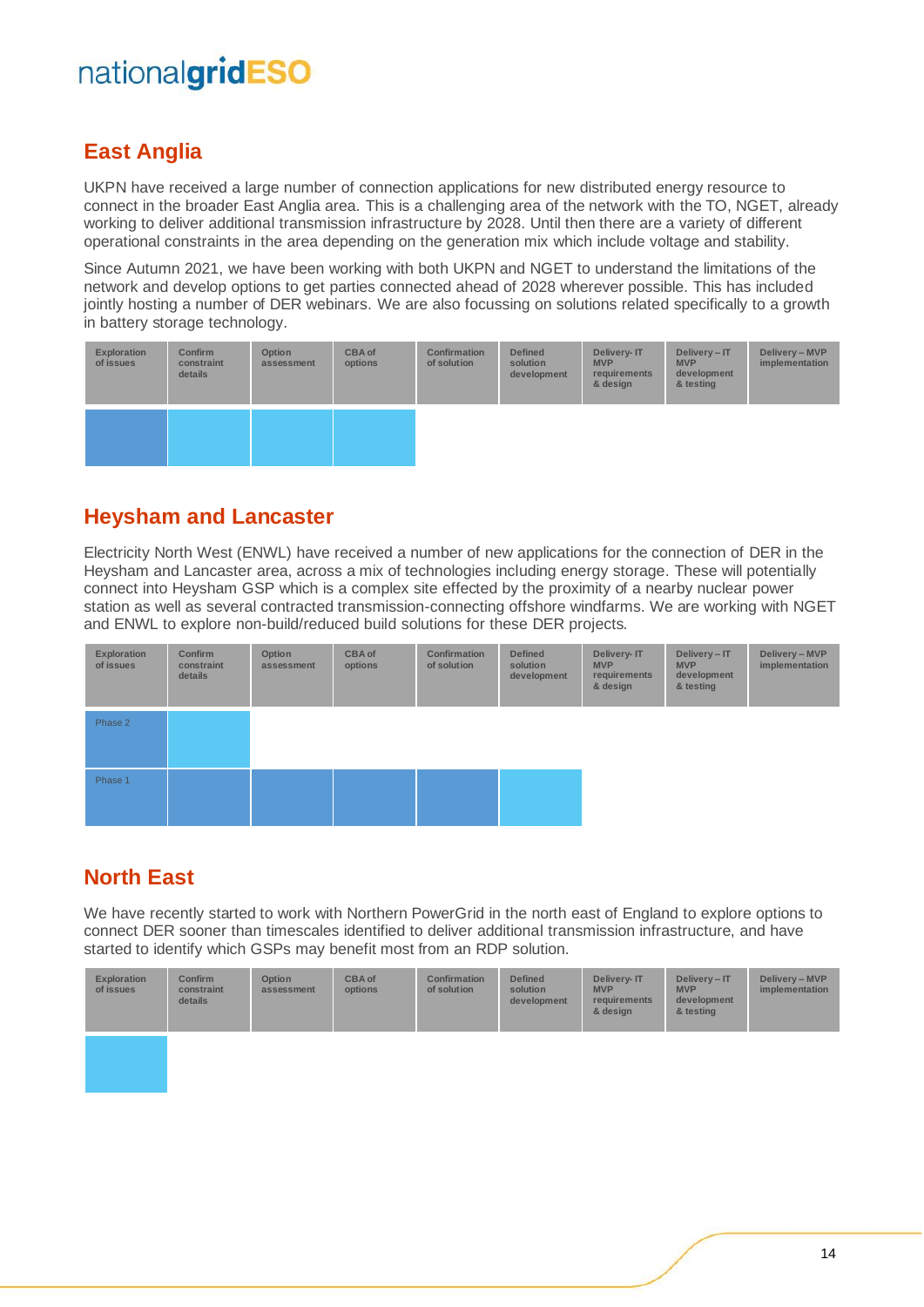## East Anglia

UKPN have received a large number of connection applications for new distributed energy resource to connect in the broader East Anglia area. This is a challenging area of the network with the TO, NGET, already working to deliver additional transmission infrastructure by 2028. Until then there are a variety of different operational constraints in the area depending on the generation mix which include voltage and stability.

Since Autumn 2021, we have been working with both UKPN and NGET to understand the limitations of the network and develop options to get parties connected ahead of 2028 wherever possible. This has included jointly hosting a number of DER webinars. We are also focussing on solutions related specifically to a growth in battery storage technology.

| Exploration of issues | Confirm constraint details | Option assessment | CBA of options | Confirmation of solution | Defined solution development | Delivery- IT MVP requirements & design | Delivery – IT MVP development & testing | Delivery – MVP implementation |
|---|---|---|---|---|---|---|---|---|
| | | | | | | | | |

## Heysham and Lancaster

Electricity North West (ENWL) have received a number of new applications for the connection of DER in the Heysham and Lancaster area, across a mix of technologies including energy storage. These will potentially connect into Heysham GSP which is a complex site effected by the proximity of a nearby nuclear power station as well as several contracted transmission-connecting offshore windfarms. We are working with NGET and ENWL to explore non-build/reduced build solutions for these DER projects.

| Exploration of issues | Confirm constraint details | Option assessment | CBA of options | Confirmation of solution | Defined solution development | Delivery- IT MVP requirements & design | Delivery – IT MVP development & testing | Delivery – MVP implementation |
|---|---|---|---|---|---|---|---|---|
| Phase 2 | | | | | | | | |
| Phase 1 | | | | | | | | |

## North East

We have recently started to work with Northern PowerGrid in the north east of England to explore options to connect DER sooner than timescales identified to deliver additional transmission infrastructure, and have started to identify which GSPs may benefit most from an RDP solution.

| Exploration of issues | Confirm constraint details | Option assessment | CBA of options | Confirmation of solution | Defined solution development | Delivery- IT MVP requirements & design | Delivery – IT MVP development & testing | Delivery – MVP implementation |
|---|---|---|---|---|---|---|---|---|
| | | | | | | | | |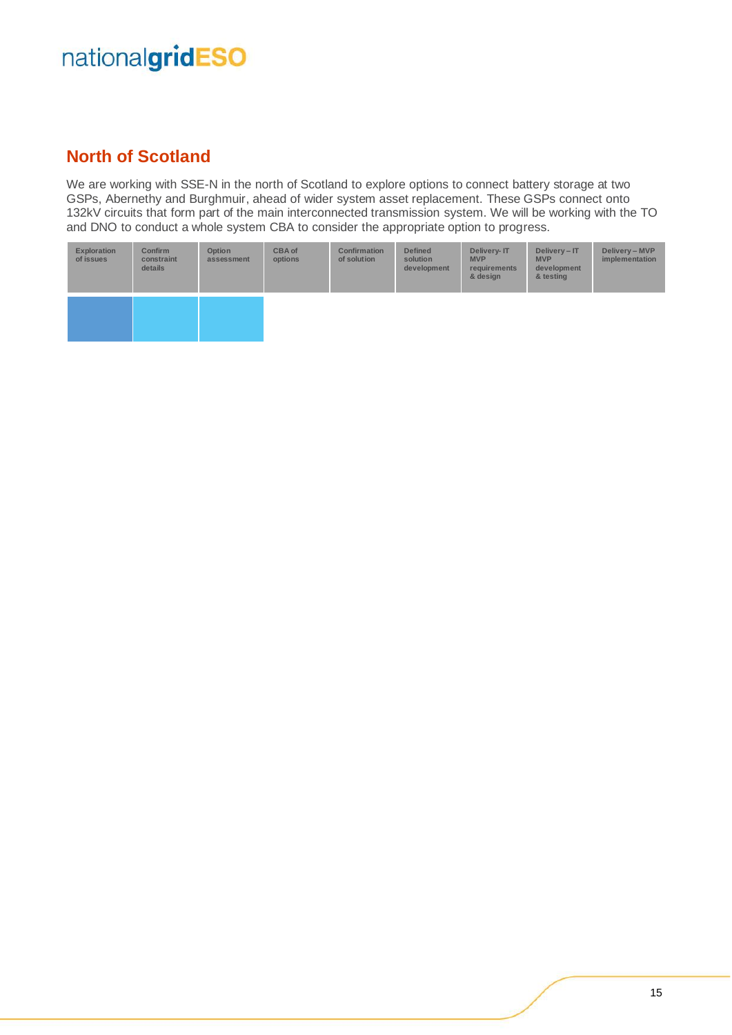## North of Scotland

We are working with SSE-N in the north of Scotland to explore options to connect battery storage at two GSPs, Abernethy and Burghmuir, ahead of wider system asset replacement. These GSPs connect onto 132kV circuits that form part of the main interconnected transmission system. We will be working with the TO and DNO to conduct a whole system CBA to consider the appropriate option to progress.

| Exploration of issues | Confirm constraint details | Option assessment | CBA of options | Confirmation of solution | Defined solution development | Delivery- IT MVP requirements & design | Delivery – IT MVP development & testing | Delivery – MVP implementation |
| --- | --- | --- | --- | --- | --- | --- | --- | --- |
| | | | | | | | | |